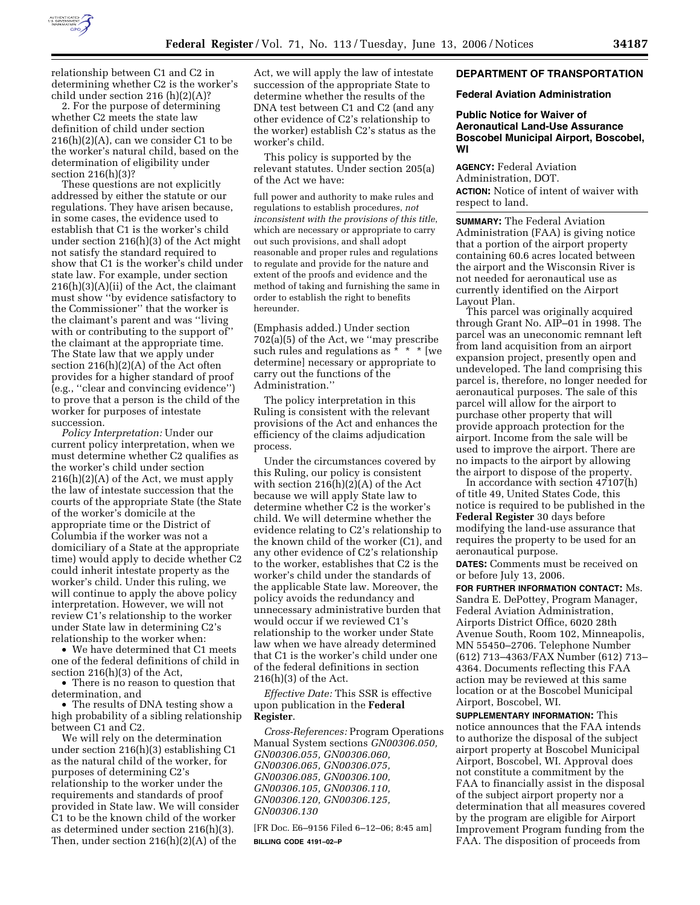relationship between C1 and C2 in determining whether C2 is the worker's child under section 216 (h)(2)(A)?

2. For the purpose of determining whether C2 meets the state law definition of child under section 216(h)(2)(A), can we consider C1 to be the worker's natural child, based on the determination of eligibility under section 216(h)(3)?

These questions are not explicitly addressed by either the statute or our regulations. They have arisen because, in some cases, the evidence used to establish that C1 is the worker's child under section 216(h)(3) of the Act might not satisfy the standard required to show that C1 is the worker's child under state law. For example, under section 216(h)(3)(A)(ii) of the Act, the claimant must show ''by evidence satisfactory to the Commissioner'' that the worker is the claimant's parent and was ''living with or contributing to the support of'' the claimant at the appropriate time. The State law that we apply under section 216(h)(2)(A) of the Act often provides for a higher standard of proof (e.g., ''clear and convincing evidence'') to prove that a person is the child of the worker for purposes of intestate succession.

*Policy Interpretation:* Under our current policy interpretation, when we must determine whether C2 qualifies as the worker's child under section 216(h)(2)(A) of the Act, we must apply the law of intestate succession that the courts of the appropriate State (the State of the worker's domicile at the appropriate time or the District of Columbia if the worker was not a domiciliary of a State at the appropriate time) would apply to decide whether C2 could inherit intestate property as the worker's child. Under this ruling, we will continue to apply the above policy interpretation. However, we will not review C1's relationship to the worker under State law in determining C2's relationship to the worker when:

- We have determined that C1 meets one of the federal definitions of child in section 216(h)(3) of the Act,
- There is no reason to question that determination, and
- The results of DNA testing show a high probability of a sibling relationship between C1 and C2.

We will rely on the determination under section 216(h)(3) establishing C1 as the natural child of the worker, for purposes of determining C2's relationship to the worker under the requirements and standards of proof provided in State law. We will consider C1 to be the known child of the worker as determined under section 216(h)(3). Then, under section 216(h)(2)(A) of the Act, we will apply the law of intestate succession of the appropriate State to determine whether the results of the DNA test between C1 and C2 (and any other evidence of C2's relationship to the worker) establish C2's status as the worker's child.

This policy is supported by the relevant statutes. Under section 205(a) of the Act we have:

> full power and authority to make rules and regulations to establish procedures, *not inconsistent with the provisions of this title*, which are necessary or appropriate to carry out such provisions, and shall adopt reasonable and proper rules and regulations to regulate and provide for the nature and extent of the proofs and evidence and the method of taking and furnishing the same in order to establish the right to benefits hereunder.

(Emphasis added.) Under section 702(a)(5) of the Act, we ''may prescribe such rules and regulations as * * * [we determine] necessary or appropriate to carry out the functions of the Administration.''

The policy interpretation in this Ruling is consistent with the relevant provisions of the Act and enhances the efficiency of the claims adjudication process.

Under the circumstances covered by this Ruling, our policy is consistent with section 216(h)(2)(A) of the Act because we will apply State law to determine whether C2 is the worker's child. We will determine whether the evidence relating to C2's relationship to the known child of the worker (C1), and any other evidence of C2's relationship to the worker, establishes that C2 is the worker's child under the standards of the applicable State law. Moreover, the policy avoids the redundancy and unnecessary administrative burden that would occur if we reviewed C1's relationship to the worker under State law when we have already determined that C1 is the worker's child under one of the federal definitions in section 216(h)(3) of the Act.

*Effective Date:* This SSR is effective upon publication in the **Federal Register**.

*Cross-References:* Program Operations Manual System sections *GN00306.050, GN00306.055, GN00306.060, GN00306.065, GN00306.075, GN00306.085, GN00306.100, GN00306.105, GN00306.110, GN00306.120, GN00306.125, GN00306.130*

[FR Doc. E6–9156 Filed 6–12–06; 8:45 am]

**BILLING CODE 4191–02–P**

## DEPARTMENT OF TRANSPORTATION

### Federal Aviation Administration

### Public Notice for Waiver of Aeronautical Land-Use Assurance Boscobel Municipal Airport, Boscobel, WI

**AGENCY:** Federal Aviation Administration, DOT.

**ACTION:** Notice of intent of waiver with respect to land.

**SUMMARY:** The Federal Aviation Administration (FAA) is giving notice that a portion of the airport property containing 60.6 acres located between the airport and the Wisconsin River is not needed for aeronautical use as currently identified on the Airport Layout Plan.

This parcel was originally acquired through Grant No. AIP–01 in 1998. The parcel was an uneconomic remnant left from land acquisition from an airport expansion project, presently open and undeveloped. The land comprising this parcel is, therefore, no longer needed for aeronautical purposes. The sale of this parcel will allow for the airport to purchase other property that will provide approach protection for the airport. Income from the sale will be used to improve the airport. There are no impacts to the airport by allowing the airport to dispose of the property.

In accordance with section 47107(h) of title 49, United States Code, this notice is required to be published in the **Federal Register** 30 days before modifying the land-use assurance that requires the property to be used for an aeronautical purpose.

**DATES:** Comments must be received on or before July 13, 2006.

**FOR FURTHER INFORMATION CONTACT:** Ms. Sandra E. DePottey, Program Manager, Federal Aviation Administration, Airports District Office, 6020 28th Avenue South, Room 102, Minneapolis, MN 55450–2706. Telephone Number (612) 713–4363/FAX Number (612) 713–4364. Documents reflecting this FAA action may be reviewed at this same location or at the Boscobel Municipal Airport, Boscobel, WI.

**SUPPLEMENTARY INFORMATION:** This notice announces that the FAA intends to authorize the disposal of the subject airport property at Boscobel Municipal Airport, Boscobel, WI. Approval does not constitute a commitment by the FAA to financially assist in the disposal of the subject airport property nor a determination that all measures covered by the program are eligible for Airport Improvement Program funding from the FAA. The disposition of proceeds from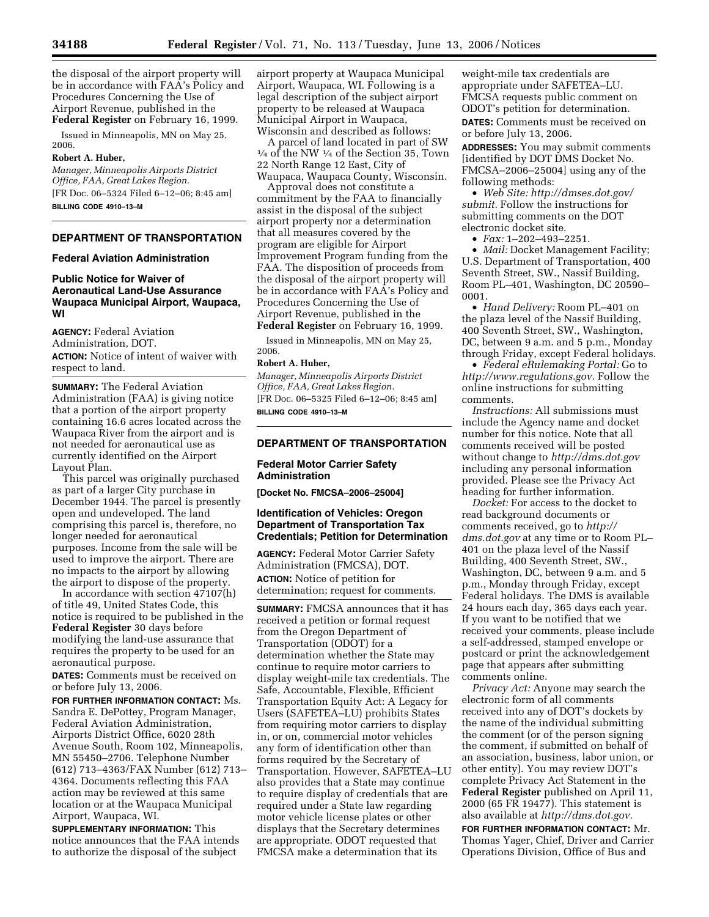the disposal of the airport property will be in accordance with FAA's Policy and Procedures Concerning the Use of Airport Revenue, published in the **Federal Register** on February 16, 1999.

Issued in Minneapolis, MN on May 25, 2006.

**Robert A. Huber,**

*Manager, Minneapolis Airports District Office, FAA, Great Lakes Region.*

[FR Doc. 06–5324 Filed 6–12–06; 8:45 am]

**BILLING CODE 4910–13–M**

---

## DEPARTMENT OF TRANSPORTATION

### Federal Aviation Administration

### Public Notice for Waiver of Aeronautical Land-Use Assurance Waupaca Municipal Airport, Waupaca, WI

**AGENCY:** Federal Aviation Administration, DOT.

**ACTION:** Notice of intent of waiver with respect to land.

**SUMMARY:** The Federal Aviation Administration (FAA) is giving notice that a portion of the airport property containing 16.6 acres located across the Waupaca River from the airport and is not needed for aeronautical use as currently identified on the Airport Layout Plan.

This parcel was originally purchased as part of a larger City purchase in December 1944. The parcel is presently open and undeveloped. The land comprising this parcel is, therefore, no longer needed for aeronautical purposes. Income from the sale will be used to improve the airport. There are no impacts to the airport by allowing the airport to dispose of the property.

In accordance with section 47107(h) of title 49, United States Code, this notice is required to be published in the **Federal Register** 30 days before modifying the land-use assurance that requires the property to be used for an aeronautical purpose.

**DATES:** Comments must be received on or before July 13, 2006.

**FOR FURTHER INFORMATION CONTACT:** Ms. Sandra E. DePottey, Program Manager, Federal Aviation Administration, Airports District Office, 6020 28th Avenue South, Room 102, Minneapolis, MN 55450–2706. Telephone Number (612) 713–4363/FAX Number (612) 713–4364. Documents reflecting this FAA action may be reviewed at this same location or at the Waupaca Municipal Airport, Waupaca, WI.

**SUPPLEMENTARY INFORMATION:** This notice announces that the FAA intends to authorize the disposal of the subject airport property at Waupaca Municipal Airport, Waupaca, WI. Following is a legal description of the subject airport property to be released at Waupaca Municipal Airport in Waupaca, Wisconsin and described as follows:

A parcel of land located in part of SW ¼ of the NW ¼ of the Section 35, Town 22 North Range 12 East, City of Waupaca, Waupaca County, Wisconsin.

Approval does not constitute a commitment by the FAA to financially assist in the disposal of the subject airport property nor a determination that all measures covered by the program are eligible for Airport Improvement Program funding from the FAA. The disposition of proceeds from the disposal of the airport property will be in accordance with FAA's Policy and Procedures Concerning the Use of Airport Revenue, published in the **Federal Register** on February 16, 1999.

Issued in Minneapolis, MN on May 25, 2006.

**Robert A. Huber,**

*Manager, Minneapolis Airports District Office, FAA, Great Lakes Region.*

[FR Doc. 06–5325 Filed 6–12–06; 8:45 am]

**BILLING CODE 4910–13–M**

---

## DEPARTMENT OF TRANSPORTATION

### Federal Motor Carrier Safety Administration

**[Docket No. FMCSA–2006–25004]**

### Identification of Vehicles: Oregon Department of Transportation Tax Credentials; Petition for Determination

**AGENCY:** Federal Motor Carrier Safety Administration (FMCSA), DOT.

**ACTION:** Notice of petition for determination; request for comments.

**SUMMARY:** FMCSA announces that it has received a petition or formal request from the Oregon Department of Transportation (ODOT) for a determination whether the State may continue to require motor carriers to display weight-mile tax credentials. The Safe, Accountable, Flexible, Efficient Transportation Equity Act: A Legacy for Users (SAFETEA–LU) prohibits States from requiring motor carriers to display in, or on, commercial motor vehicles any form of identification other than forms required by the Secretary of Transportation. However, SAFETEA–LU also provides that a State may continue to require display of credentials that are required under a State law regarding motor vehicle license plates or other displays that the Secretary determines are appropriate. ODOT requested that FMCSA make a determination that its weight-mile tax credentials are appropriate under SAFETEA–LU. FMCSA requests public comment on ODOT's petition for determination.

**DATES:** Comments must be received on or before July 13, 2006.

**ADDRESSES:** You may submit comments [identified by DOT DMS Docket No. FMCSA–2006–25004] using any of the following methods:

- *Web Site: http://dmses.dot.gov/submit.* Follow the instructions for submitting comments on the DOT electronic docket site.
- *Fax:* 1–202–493–2251.
- *Mail:* Docket Management Facility; U.S. Department of Transportation, 400 Seventh Street, SW., Nassif Building, Room PL–401, Washington, DC 20590–0001.
- *Hand Delivery:* Room PL–401 on the plaza level of the Nassif Building, 400 Seventh Street, SW., Washington, DC, between 9 a.m. and 5 p.m., Monday through Friday, except Federal holidays.
- *Federal eRulemaking Portal:* Go to *http://www.regulations.gov.* Follow the online instructions for submitting comments.

*Instructions:* All submissions must include the Agency name and docket number for this notice. Note that all comments received will be posted without change to *http://dms.dot.gov* including any personal information provided. Please see the Privacy Act heading for further information.

*Docket:* For access to the docket to read background documents or comments received, go to *http://dms.dot.gov* at any time or to Room PL–401 on the plaza level of the Nassif Building, 400 Seventh Street, SW., Washington, DC, between 9 a.m. and 5 p.m., Monday through Friday, except Federal holidays. The DMS is available 24 hours each day, 365 days each year. If you want to be notified that we received your comments, please include a self-addressed, stamped envelope or postcard or print the acknowledgement page that appears after submitting comments online.

*Privacy Act:* Anyone may search the electronic form of all comments received into any of DOT's dockets by the name of the individual submitting the comment (or of the person signing the comment, if submitted on behalf of an association, business, labor union, or other entity). You may review DOT's complete Privacy Act Statement in the **Federal Register** published on April 11, 2000 (65 FR 19477). This statement is also available at *http://dms.dot.gov.*

**FOR FURTHER INFORMATION CONTACT:** Mr. Thomas Yager, Chief, Driver and Carrier Operations Division, Office of Bus and